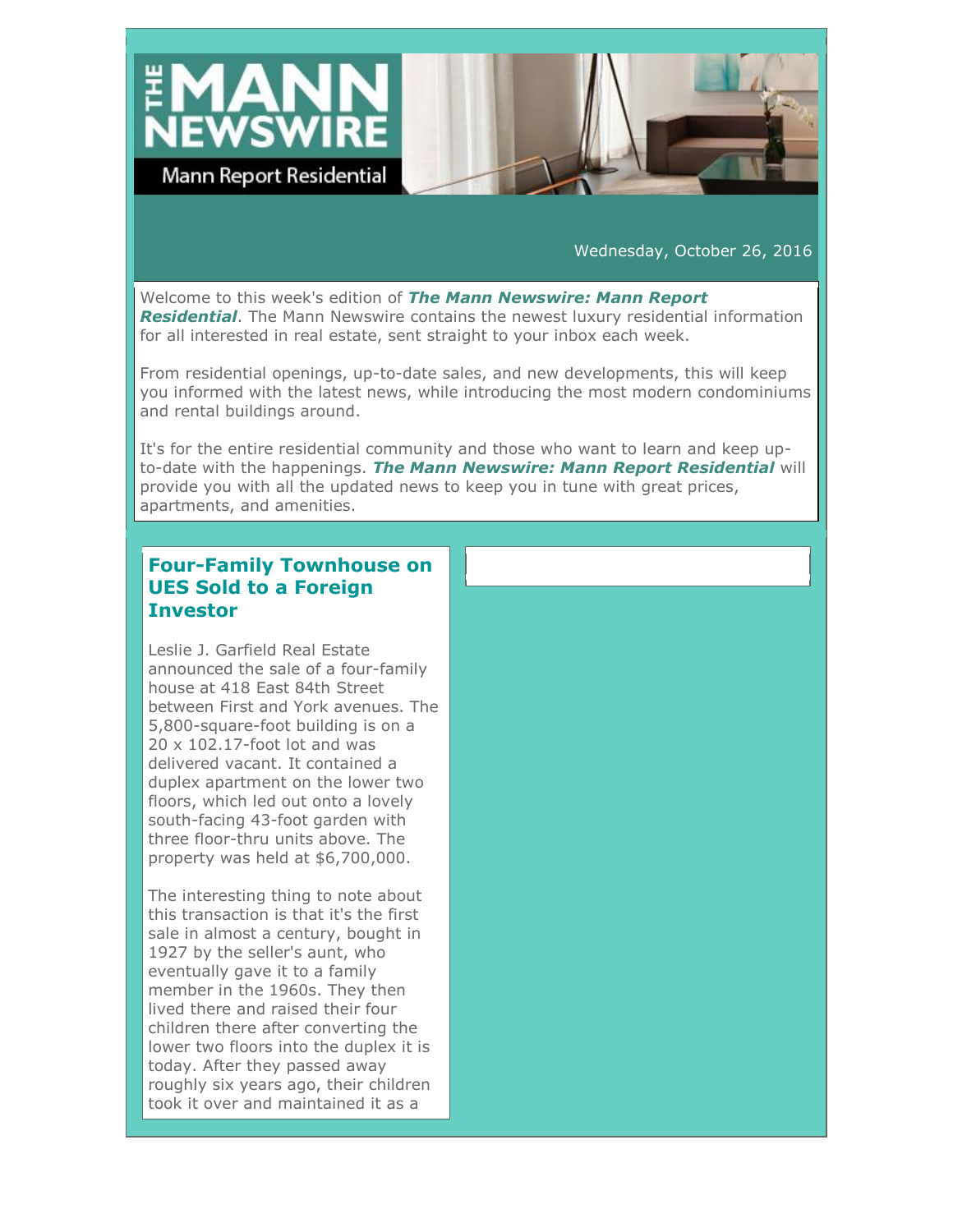THE MANN NEWSWIRE

Mann Report Residential

Wednesday, October 26, 2016

Welcome to this week's edition of ***The Mann Newswire: Mann Report Residential***. The Mann Newswire contains the newest luxury residential information for all interested in real estate, sent straight to your inbox each week.

From residential openings, up-to-date sales, and new developments, this will keep you informed with the latest news, while introducing the most modern condominiums and rental buildings around.

It's for the entire residential community and those who want to learn and keep up-to-date with the happenings. ***The Mann Newswire: Mann Report Residential*** will provide you with all the updated news to keep you in tune with great prices, apartments, and amenities.

## Four-Family Townhouse on UES Sold to a Foreign Investor

Leslie J. Garfield Real Estate announced the sale of a four-family house at 418 East 84th Street between First and York avenues. The 5,800-square-foot building is on a 20 x 102.17-foot lot and was delivered vacant. It contained a duplex apartment on the lower two floors, which led out onto a lovely south-facing 43-foot garden with three floor-thru units above. The property was held at $6,700,000.

The interesting thing to note about this transaction is that it's the first sale in almost a century, bought in 1927 by the seller's aunt, who eventually gave it to a family member in the 1960s. They then lived there and raised their four children there after converting the lower two floors into the duplex it is today. After they passed away roughly six years ago, their children took it over and maintained it as a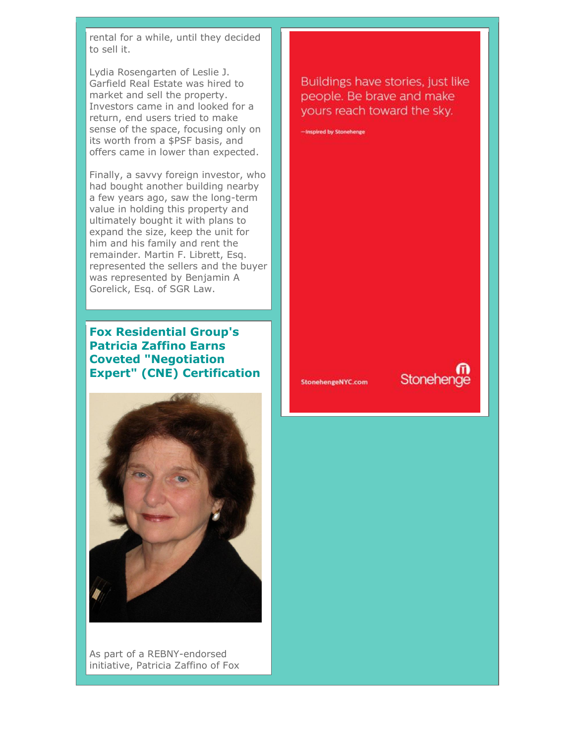rental for a while, until they decided to sell it.

Lydia Rosengarten of Leslie J. Garfield Real Estate was hired to market and sell the property. Investors came in and looked for a return, end users tried to make sense of the space, focusing only on its worth from a $PSF basis, and offers came in lower than expected.

Finally, a savvy foreign investor, who had bought another building nearby a few years ago, saw the long-term value in holding this property and ultimately bought it with plans to expand the size, keep the unit for him and his family and rent the remainder. Martin F. Librett, Esq. represented the sellers and the buyer was represented by Benjamin A Gorelick, Esq. of SGR Law.

## Fox Residential Group's Patricia Zaffino Earns Coveted "Negotiation Expert" (CNE) Certification

As part of a REBNY-endorsed initiative, Patricia Zaffino of Fox

Buildings have stories, just like people. Be brave and make yours reach toward the sky.

—Inspired by Stonehenge

StonehengeNYC.com

Stonehenge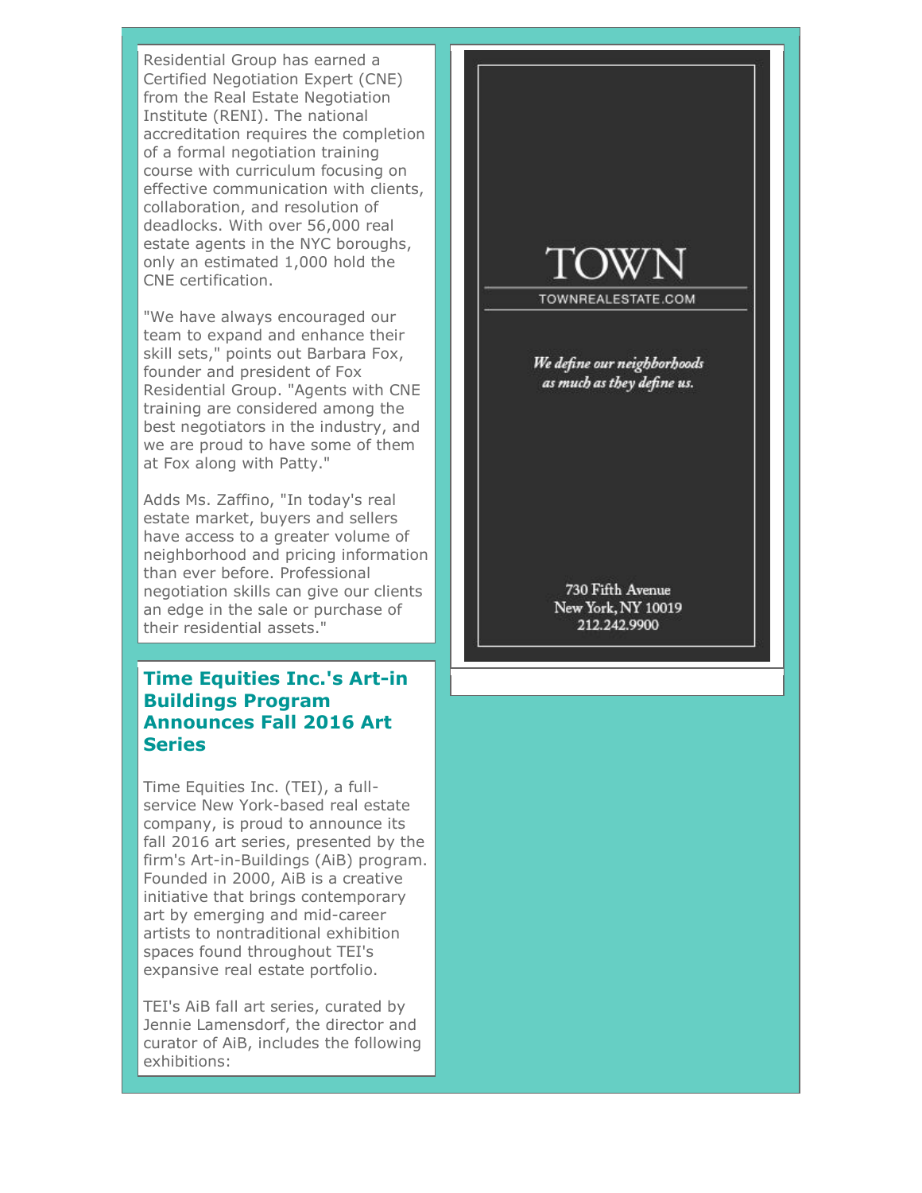Residential Group has earned a Certified Negotiation Expert (CNE) from the Real Estate Negotiation Institute (RENI). The national accreditation requires the completion of a formal negotiation training course with curriculum focusing on effective communication with clients, collaboration, and resolution of deadlocks. With over 56,000 real estate agents in the NYC boroughs, only an estimated 1,000 hold the CNE certification.

"We have always encouraged our team to expand and enhance their skill sets," points out Barbara Fox, founder and president of Fox Residential Group. "Agents with CNE training are considered among the best negotiators in the industry, and we are proud to have some of them at Fox along with Patty."

Adds Ms. Zaffino, "In today's real estate market, buyers and sellers have access to a greater volume of neighborhood and pricing information than ever before. Professional negotiation skills can give our clients an edge in the sale or purchase of their residential assets."

## Time Equities Inc.'s Art-in Buildings Program Announces Fall 2016 Art Series

Time Equities Inc. (TEI), a full-service New York-based real estate company, is proud to announce its fall 2016 art series, presented by the firm's Art-in-Buildings (AiB) program. Founded in 2000, AiB is a creative initiative that brings contemporary art by emerging and mid-career artists to nontraditional exhibition spaces found throughout TEI's expansive real estate portfolio.

TEI's AiB fall art series, curated by Jennie Lamensdorf, the director and curator of AiB, includes the following exhibitions:

TOWN

TOWNREALESTATE.COM

*We define our neighborhoods as much as they define us.*

730 Fifth Avenue
New York, NY 10019
212.242.9900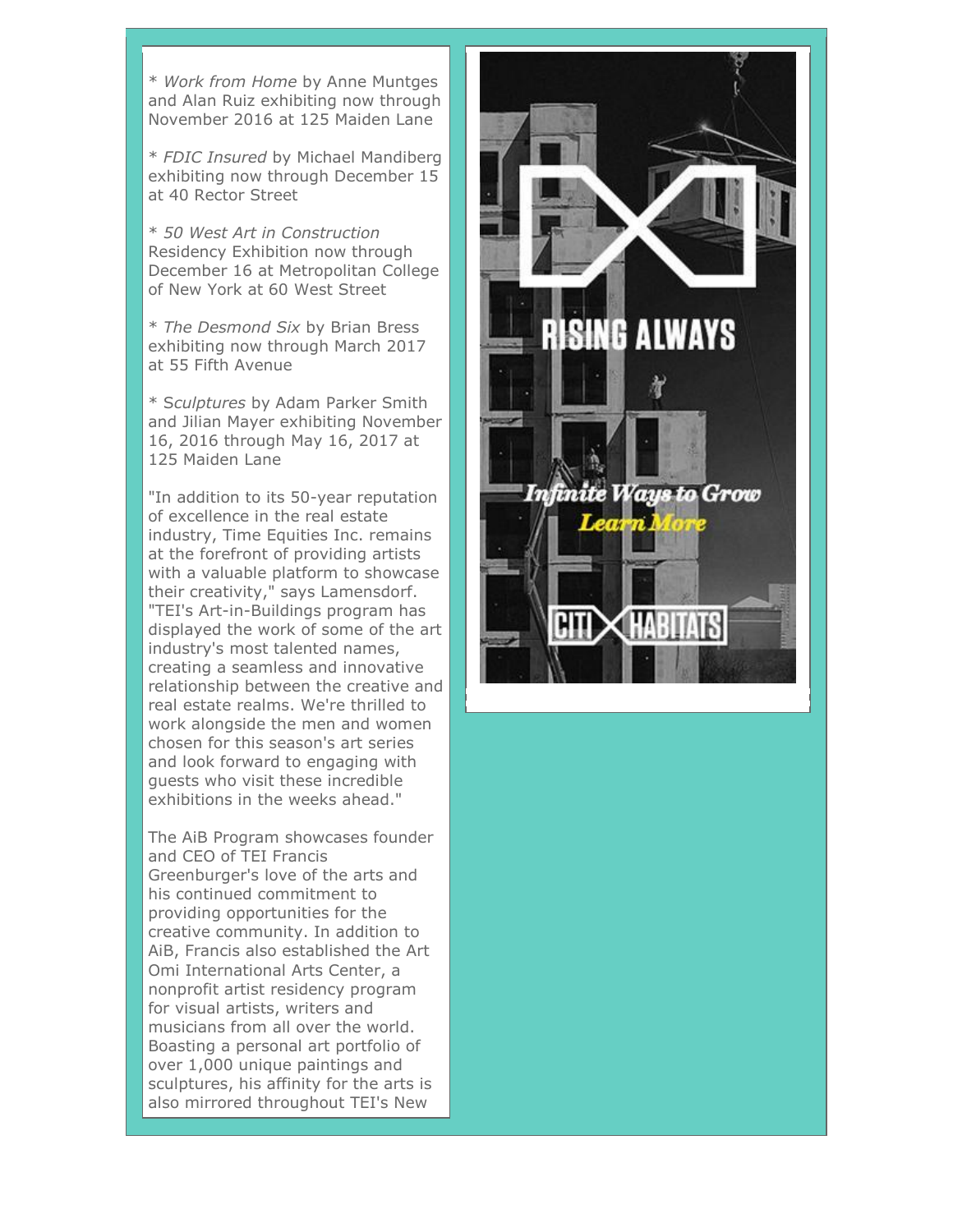* *Work from Home* by Anne Muntges and Alan Ruiz exhibiting now through November 2016 at 125 Maiden Lane

* *FDIC Insured* by Michael Mandiberg exhibiting now through December 15 at 40 Rector Street

* *50 West Art in Construction* Residency Exhibition now through December 16 at Metropolitan College of New York at 60 West Street

* *The Desmond Six* by Brian Bress exhibiting now through March 2017 at 55 Fifth Avenue

* S*culptures* by Adam Parker Smith and Jilian Mayer exhibiting November 16, 2016 through May 16, 2017 at 125 Maiden Lane

"In addition to its 50-year reputation of excellence in the real estate industry, Time Equities Inc. remains at the forefront of providing artists with a valuable platform to showcase their creativity," says Lamensdorf. "TEI's Art-in-Buildings program has displayed the work of some of the art industry's most talented names, creating a seamless and innovative relationship between the creative and real estate realms. We're thrilled to work alongside the men and women chosen for this season's art series and look forward to engaging with guests who visit these incredible exhibitions in the weeks ahead."

The AiB Program showcases founder and CEO of TEI Francis Greenburger's love of the arts and his continued commitment to providing opportunities for the creative community. In addition to AiB, Francis also established the Art Omi International Arts Center, a nonprofit artist residency program for visual artists, writers and musicians from all over the world. Boasting a personal art portfolio of over 1,000 unique paintings and sculptures, his affinity for the arts is also mirrored throughout TEI's New

RISING ALWAYS

*Infinite Ways to Grow*

*Learn More*

CITI HABITATS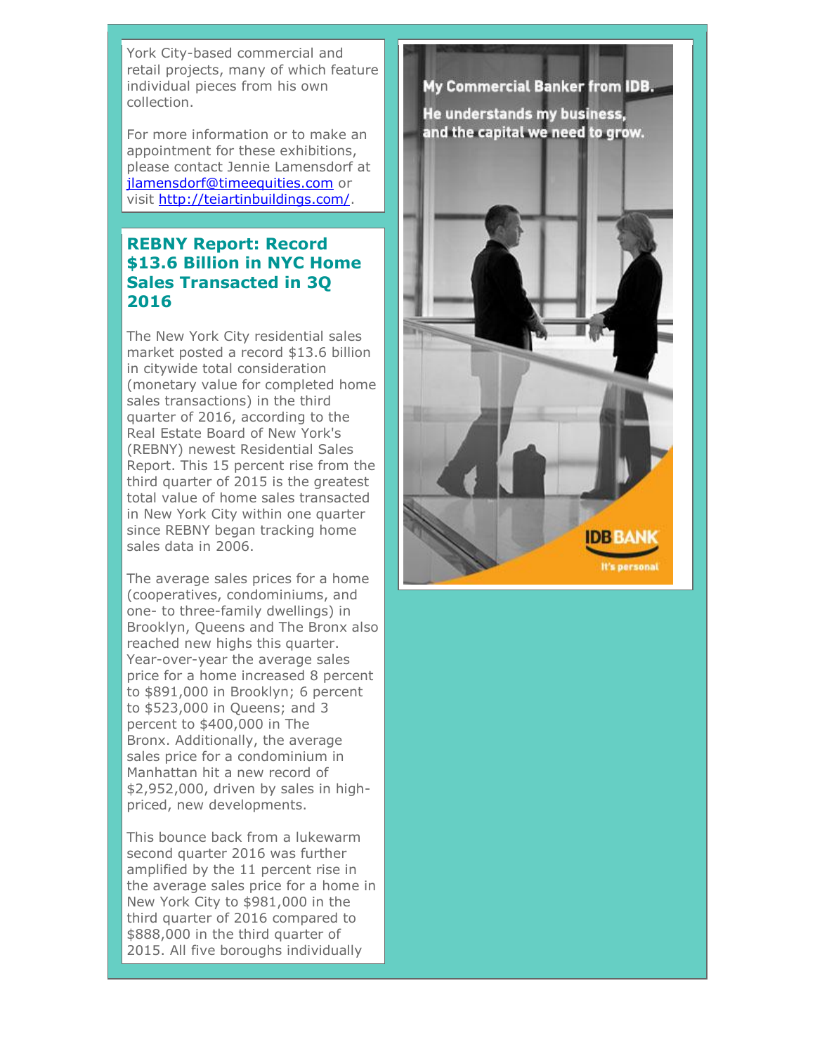York City-based commercial and retail projects, many of which feature individual pieces from his own collection.

For more information or to make an appointment for these exhibitions, please contact Jennie Lamensdorf at [jlamensdorf@timeequities.com](mailto:jlamensdorf@timeequities.com) or visit [http://teiartinbuildings.com/](http://teiartinbuildings.com/).

## REBNY Report: Record $13.6 Billion in NYC Home Sales Transacted in 3Q 2016

The New York City residential sales market posted a record $13.6 billion in citywide total consideration (monetary value for completed home sales transactions) in the third quarter of 2016, according to the Real Estate Board of New York's (REBNY) newest Residential Sales Report. This 15 percent rise from the third quarter of 2015 is the greatest total value of home sales transacted in New York City within one quarter since REBNY began tracking home sales data in 2006.

The average sales prices for a home (cooperatives, condominiums, and one- to three-family dwellings) in Brooklyn, Queens and The Bronx also reached new highs this quarter. Year-over-year the average sales price for a home increased 8 percent to $891,000 in Brooklyn; 6 percent to $523,000 in Queens; and 3 percent to $400,000 in The Bronx. Additionally, the average sales price for a condominium in Manhattan hit a new record of $2,952,000, driven by sales in high-priced, new developments.

This bounce back from a lukewarm second quarter 2016 was further amplified by the 11 percent rise in the average sales price for a home in New York City to $981,000 in the third quarter of 2016 compared to $888,000 in the third quarter of 2015. All five boroughs individually

My Commercial Banker from IDB.

He understands my business, and the capital we need to grow.

IDB BANK

It's personal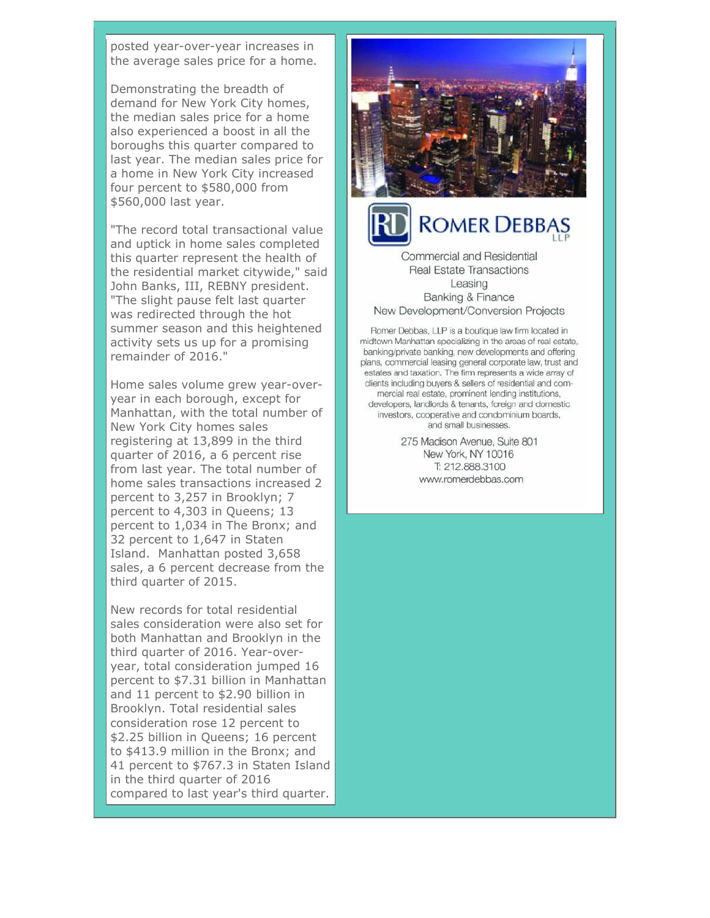posted year-over-year increases in the average sales price for a home.

Demonstrating the breadth of demand for New York City homes, the median sales price for a home also experienced a boost in all the boroughs this quarter compared to last year. The median sales price for a home in New York City increased four percent to $580,000 from $560,000 last year.

"The record total transactional value and uptick in home sales completed this quarter represent the health of the residential market citywide," said John Banks, III, REBNY president. "The slight pause felt last quarter was redirected through the hot summer season and this heightened activity sets us up for a promising remainder of 2016."

Home sales volume grew year-over-year in each borough, except for Manhattan, with the total number of New York City homes sales registering at 13,899 in the third quarter of 2016, a 6 percent rise from last year. The total number of home sales transactions increased 2 percent to 3,257 in Brooklyn; 7 percent to 4,303 in Queens; 13 percent to 1,034 in The Bronx; and 32 percent to 1,647 in Staten Island. Manhattan posted 3,658 sales, a 6 percent decrease from the third quarter of 2015.

New records for total residential sales consideration were also set for both Manhattan and Brooklyn in the third quarter of 2016. Year-over-year, total consideration jumped 16 percent to $7.31 billion in Manhattan and 11 percent to $2.90 billion in Brooklyn. Total residential sales consideration rose 12 percent to $2.25 billion in Queens; 16 percent to $413.9 million in the Bronx; and 41 percent to $767.3 in Staten Island in the third quarter of 2016 compared to last year's third quarter.

**ROMER DEBBAS** LLP

Commercial and Residential Real Estate Transactions
Leasing
Banking & Finance
New Development/Conversion Projects

Romer Debbas, LLP is a boutique law firm located in midtown Manhattan specializing in the areas of real estate, banking/private banking, new developments and offering plans, commercial leasing general corporate law, trust and estates and taxation. The firm represents a wide array of clients including buyers & sellers of residential and commercial real estate, prominent lending institutions, developers, landlords & tenants, foreign and domestic investors, cooperative and condominium boards, and small businesses.

275 Madison Avenue, Suite 801
New York, NY 10016
T: 212.888.3100
www.romerdebbas.com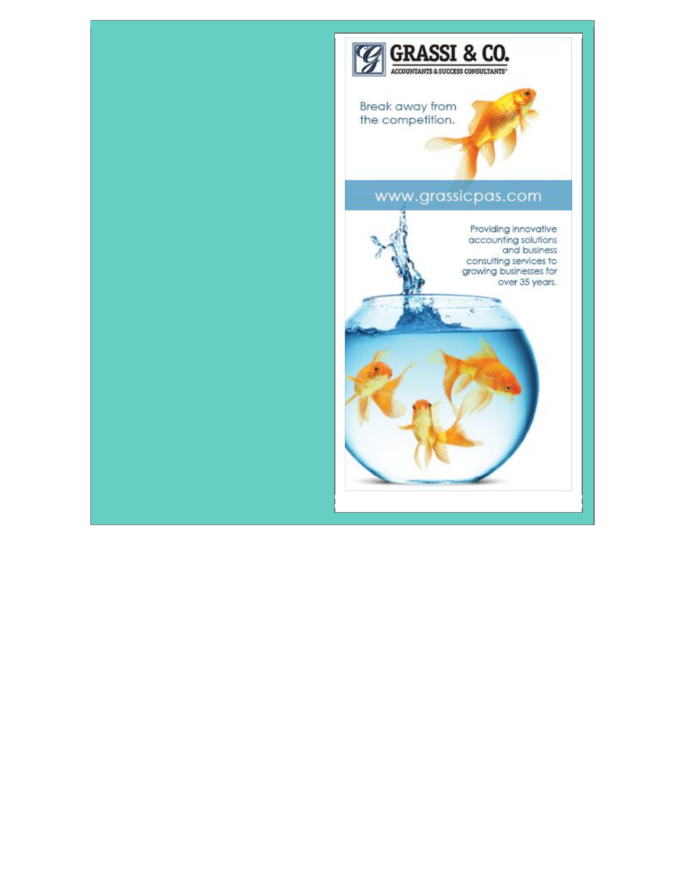GRASSI & CO.

ACCOUNTANTS & SUCCESS CONSULTANTS®

Break away from the competition.

www.grassicpas.com

Providing innovative accounting solutions and business consulting services to growing businesses for over 35 years.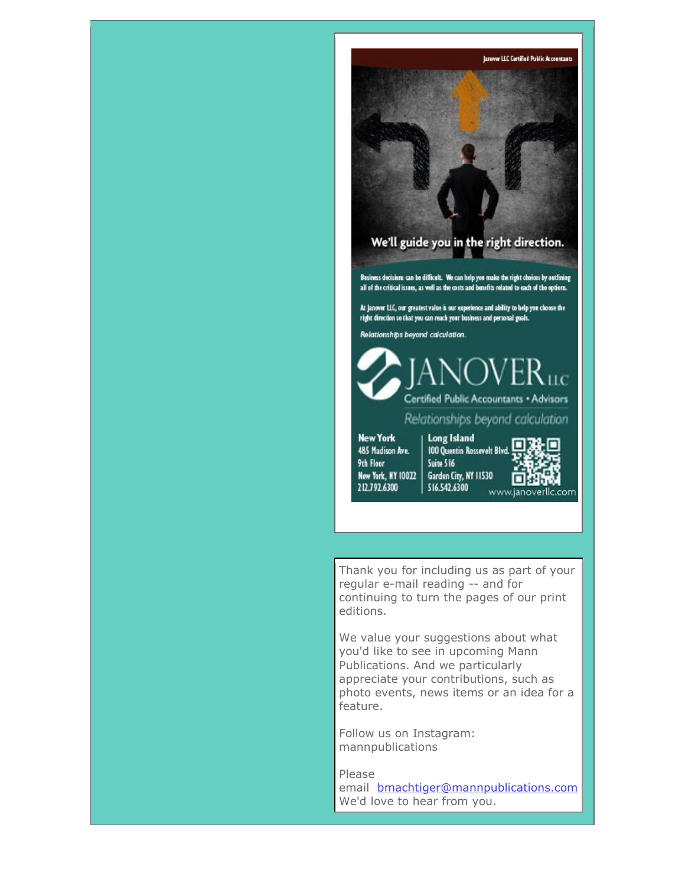Janover LLC Certified Public Accountants

We'll guide you in the right direction.

Business decisions can be difficult. We can help you make the right choices by outlining all of the critical issues, as well as the costs and benefits related to each of the options.

At Janover LLC, our greatest value is our experience and ability to help you choose the right direction so that you can reach your business and personal goals.

*Relationships beyond calculation.*

JANOVER LLC
Certified Public Accountants • Advisors

*Relationships beyond calculation*

**New York**
485 Madison Ave.
9th Floor
New York, NY 10022
212.792.6300

**Long Island**
100 Quentin Roosevelt Blvd.
Suite 516
Garden City, NY 11530
516.542.6300

www.janoverllc.com

Thank you for including us as part of your regular e-mail reading -- and for continuing to turn the pages of our print editions.

We value your suggestions about what you'd like to see in upcoming Mann Publications. And we particularly appreciate your contributions, such as photo events, news items or an idea for a feature.

Follow us on Instagram: mannpublications

Please email [bmachtiger@mannpublications.com](mailto:bmachtiger@mannpublications.com)
We'd love to hear from you.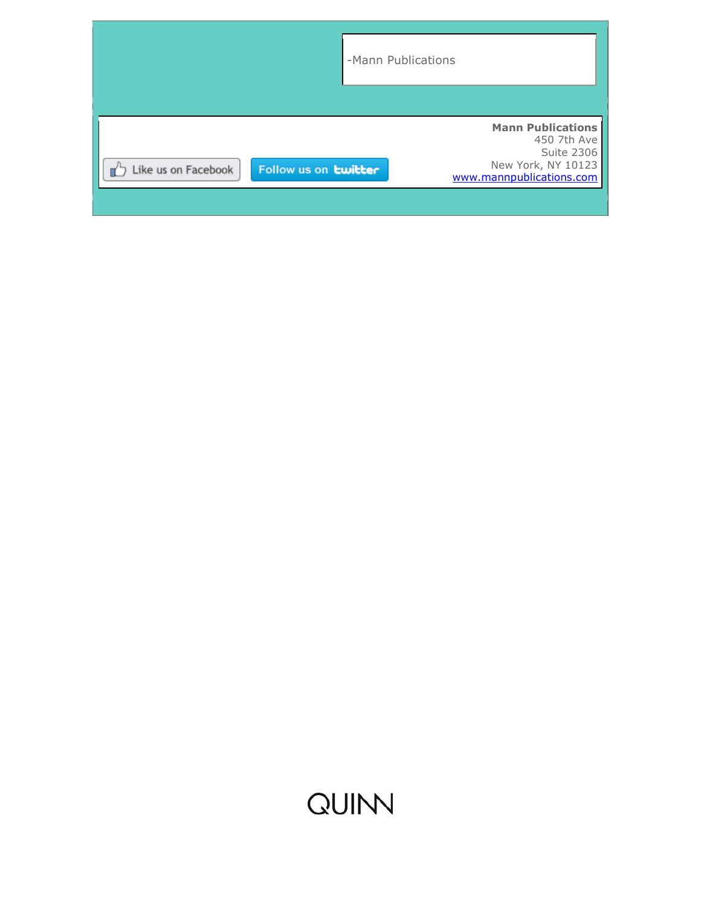-Mann Publications

Like us on Facebook

Follow us on twitter

**Mann Publications**
450 7th Ave
Suite 2306
New York, NY 10123
www.mannpublications.com

QUINN